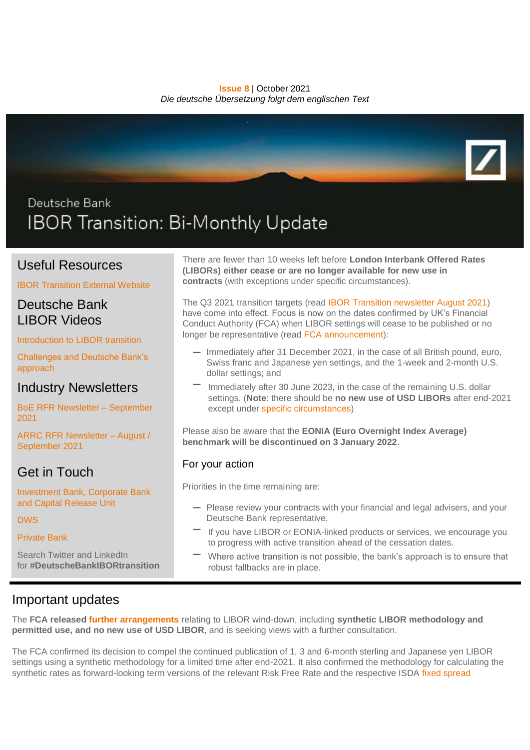**Issue 8** | October 2021

*Die deutsche Übersetzung folgt dem englischen Text*

Deutsche Bank

# IBOR Transition: Bi-Monthly Update

## Useful Resources

IBOR Transition External Website

## Deutsche Bank LIBOR Videos

Introduction to LIBOR transition

Challenges and Deutsche Bank's approach

## Industry Newsletters

BoE RFR Newsletter – September 2021

ARRC RFR Newsletter – August / September 2021

## Get in Touch

Investment Bank, Corporate Bank and Capital Release Unit

DWS

Private Bank

Search Twitter and LinkedIn for **#DeutscheBankIBORtransition**

There are fewer than 10 weeks left before **London Interbank Offered Rates (LIBORs) either cease or are no longer available for new use in contracts** (with exceptions under specific circumstances).

The Q3 2021 transition targets (read IBOR Transition newsletter August 2021) have come into effect. Focus is now on the dates confirmed by UK's Financial Conduct Authority (FCA) when LIBOR settings will cease to be published or no longer be representative (read FCA announcement):

- Immediately after 31 December 2021, in the case of all British pound, euro, Swiss franc and Japanese yen settings, and the 1-week and 2-month U.S. dollar settings; and
- Immediately after 30 June 2023, in the case of the remaining U.S. dollar settings. (**Note**: there should be **no new use of USD LIBORs** after end-2021 except under specific circumstances)

Please also be aware that the **EONIA (Euro Overnight Index Average) benchmark will be discontinued on 3 January 2022**.

### For your action

Priorities in the time remaining are:

- Please review your contracts with your financial and legal advisers, and your Deutsche Bank representative.
- If you have LIBOR or EONIA-linked products or services, we encourage you to progress with active transition ahead of the cessation dates.
- Where active transition is not possible, the bank's approach is to ensure that robust fallbacks are in place.

## Important updates

The **FCA released further arrangements** relating to LIBOR wind-down, including **synthetic LIBOR methodology and permitted use, and no new use of USD LIBOR**, and is seeking views with a further consultation.

The FCA confirmed its decision to compel the continued publication of 1, 3 and 6-month sterling and Japanese yen LIBOR settings using a synthetic methodology for a limited time after end-2021. It also confirmed the methodology for calculating the synthetic rates as forward-looking term versions of the relevant Risk Free Rate and the respective ISDA fixed spread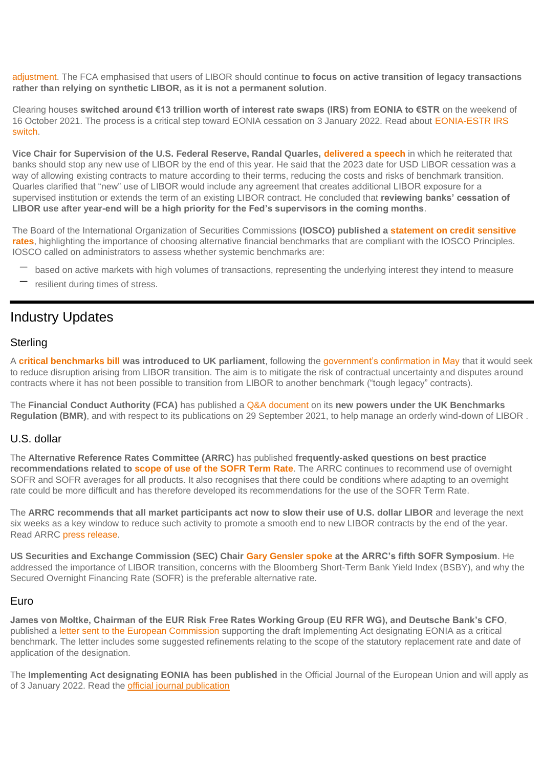adjustment. The FCA emphasised that users of LIBOR should continue **to focus on active transition of legacy transactions rather than relying on synthetic LIBOR, as it is not a permanent solution**.

Clearing houses **switched around €13 trillion worth of interest rate swaps (IRS) from EONIA to €STR** on the weekend of 16 October 2021. The process is a critical step toward EONIA cessation on 3 January 2022. Read about EONIA-ESTR IRS switch.

**Vice Chair for Supervision of the U.S. Federal Reserve, Randal Quarles, delivered a speech** in which he reiterated that banks should stop any new use of LIBOR by the end of this year. He said that the 2023 date for USD LIBOR cessation was a way of allowing existing contracts to mature according to their terms, reducing the costs and risks of benchmark transition. Quarles clarified that "new" use of LIBOR would include any agreement that creates additional LIBOR exposure for a supervised institution or extends the term of an existing LIBOR contract. He concluded that **reviewing banks' cessation of LIBOR use after year-end will be a high priority for the Fed's supervisors in the coming months**.

The Board of the International Organization of Securities Commissions **(IOSCO) published a statement on credit sensitive rates**, highlighting the importance of choosing alternative financial benchmarks that are compliant with the IOSCO Principles. IOSCO called on administrators to assess whether systemic benchmarks are:

- based on active markets with high volumes of transactions, representing the underlying interest they intend to measure
- resilient during times of stress.

# Industry Updates

## Sterling

A **critical benchmarks bill was introduced to UK parliament**, following the government's confirmation in May that it would seek to reduce disruption arising from LIBOR transition. The aim is to mitigate the risk of contractual uncertainty and disputes around contracts where it has not been possible to transition from LIBOR to another benchmark ("tough legacy" contracts).

The **Financial Conduct Authority (FCA)** has published a Q&A document on its **new powers under the UK Benchmarks Regulation (BMR)**, and with respect to its publications on 29 September 2021, to help manage an orderly wind-down of LIBOR .

## U.S. dollar

The **Alternative Reference Rates Committee (ARRC)** has published **frequently-asked questions on best practice recommendations related to scope of use of the SOFR Term Rate**. The ARRC continues to recommend use of overnight SOFR and SOFR averages for all products. It also recognises that there could be conditions where adapting to an overnight rate could be more difficult and has therefore developed its recommendations for the use of the SOFR Term Rate.

The **ARRC recommends that all market participants act now to slow their use of U.S. dollar LIBOR** and leverage the next six weeks as a key window to reduce such activity to promote a smooth end to new LIBOR contracts by the end of the year. Read ARRC press release.

**US Securities and Exchange Commission (SEC) Chair Gary Gensler spoke at the ARRC's fifth SOFR Symposium**. He addressed the importance of LIBOR transition, concerns with the Bloomberg Short-Term Bank Yield Index (BSBY), and why the Secured Overnight Financing Rate (SOFR) is the preferable alternative rate.

## Euro

**James von Moltke, Chairman of the EUR Risk Free Rates Working Group (EU RFR WG), and Deutsche Bank's CFO**, published a letter sent to the European Commission supporting the draft Implementing Act designating EONIA as a critical benchmark. The letter includes some suggested refinements relating to the scope of the statutory replacement rate and date of application of the designation.

The **Implementing Act designating EONIA has been published** in the Official Journal of the European Union and will apply as of 3 January 2022. Read the official journal publication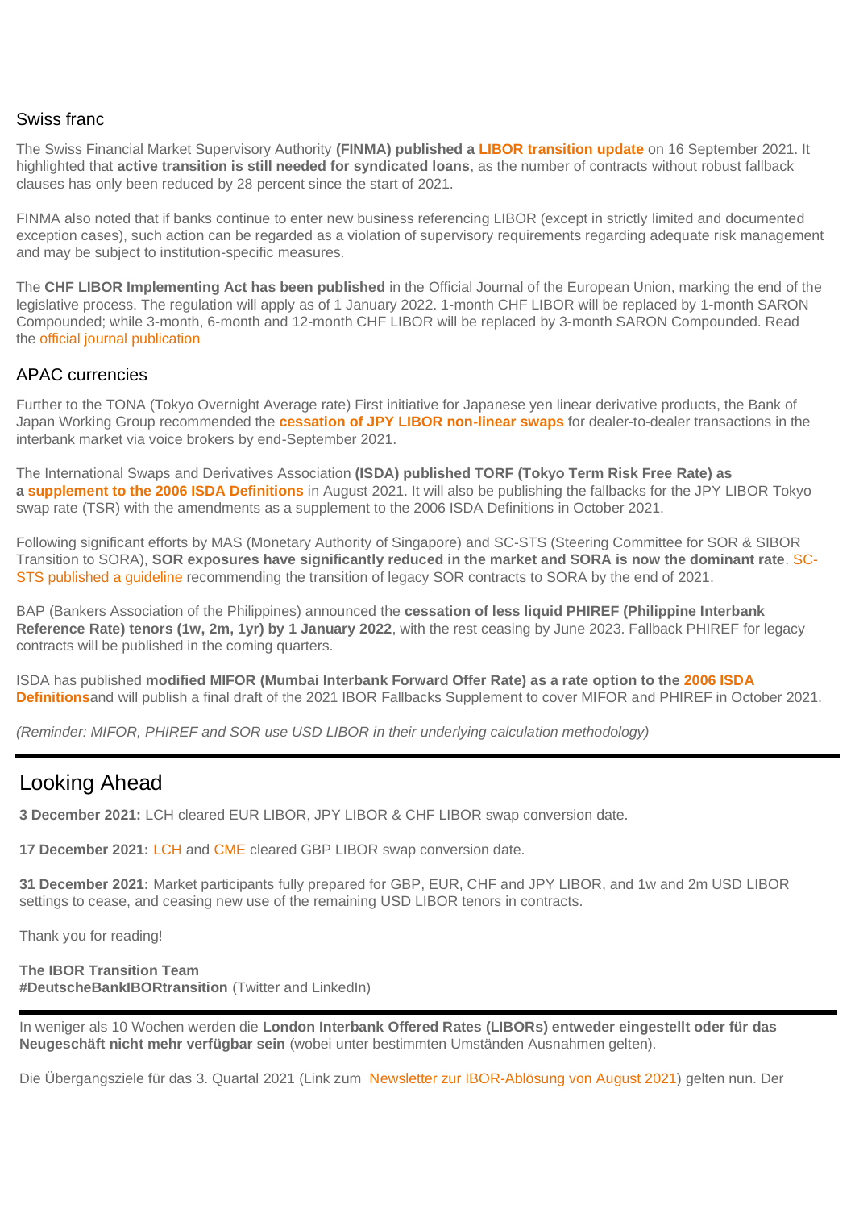## Swiss franc

The Swiss Financial Market Supervisory Authority **(FINMA) published a LIBOR transition update** on 16 September 2021. It highlighted that **active transition is still needed for syndicated loans**, as the number of contracts without robust fallback clauses has only been reduced by 28 percent since the start of 2021.

FINMA also noted that if banks continue to enter new business referencing LIBOR (except in strictly limited and documented exception cases), such action can be regarded as a violation of supervisory requirements regarding adequate risk management and may be subject to institution-specific measures.

The **CHF LIBOR Implementing Act has been published** in the Official Journal of the European Union, marking the end of the legislative process. The regulation will apply as of 1 January 2022. 1-month CHF LIBOR will be replaced by 1-month SARON Compounded; while 3-month, 6-month and 12-month CHF LIBOR will be replaced by 3-month SARON Compounded. Read the official journal publication

## APAC currencies

Further to the TONA (Tokyo Overnight Average rate) First initiative for Japanese yen linear derivative products, the Bank of Japan Working Group recommended the **cessation of JPY LIBOR non-linear swaps** for dealer-to-dealer transactions in the interbank market via voice brokers by end-September 2021.

The International Swaps and Derivatives Association **(ISDA) published TORF (Tokyo Term Risk Free Rate) as a supplement to the 2006 ISDA Definitions** in August 2021. It will also be publishing the fallbacks for the JPY LIBOR Tokyo swap rate (TSR) with the amendments as a supplement to the 2006 ISDA Definitions in October 2021.

Following significant efforts by MAS (Monetary Authority of Singapore) and SC-STS (Steering Committee for SOR & SIBOR Transition to SORA), **SOR exposures have significantly reduced in the market and SORA is now the dominant rate**. SC-STS published a guideline recommending the transition of legacy SOR contracts to SORA by the end of 2021.

BAP (Bankers Association of the Philippines) announced the **cessation of less liquid PHIREF (Philippine Interbank Reference Rate) tenors (1w, 2m, 1yr) by 1 January 2022**, with the rest ceasing by June 2023. Fallback PHIREF for legacy contracts will be published in the coming quarters.

ISDA has published **modified MIFOR (Mumbai Interbank Forward Offer Rate) as a rate option to the 2006 ISDA Definitions**and will publish a final draft of the 2021 IBOR Fallbacks Supplement to cover MIFOR and PHIREF in October 2021.

*(Reminder: MIFOR, PHIREF and SOR use USD LIBOR in their underlying calculation methodology)*

---

# Looking Ahead

**3 December 2021:** LCH cleared EUR LIBOR, JPY LIBOR & CHF LIBOR swap conversion date.

**17 December 2021:** LCH and CME cleared GBP LIBOR swap conversion date.

**31 December 2021:** Market participants fully prepared for GBP, EUR, CHF and JPY LIBOR, and 1w and 2m USD LIBOR settings to cease, and ceasing new use of the remaining USD LIBOR tenors in contracts.

Thank you for reading!

**The IBOR Transition Team**
**#DeutscheBankIBORtransition** (Twitter and LinkedIn)

---

In weniger als 10 Wochen werden die **London Interbank Offered Rates (LIBORs) entweder eingestellt oder für das Neugeschäft nicht mehr verfügbar sein** (wobei unter bestimmten Umständen Ausnahmen gelten).

Die Übergangsziele für das 3. Quartal 2021 (Link zum Newsletter zur IBOR-Ablösung von August 2021) gelten nun. Der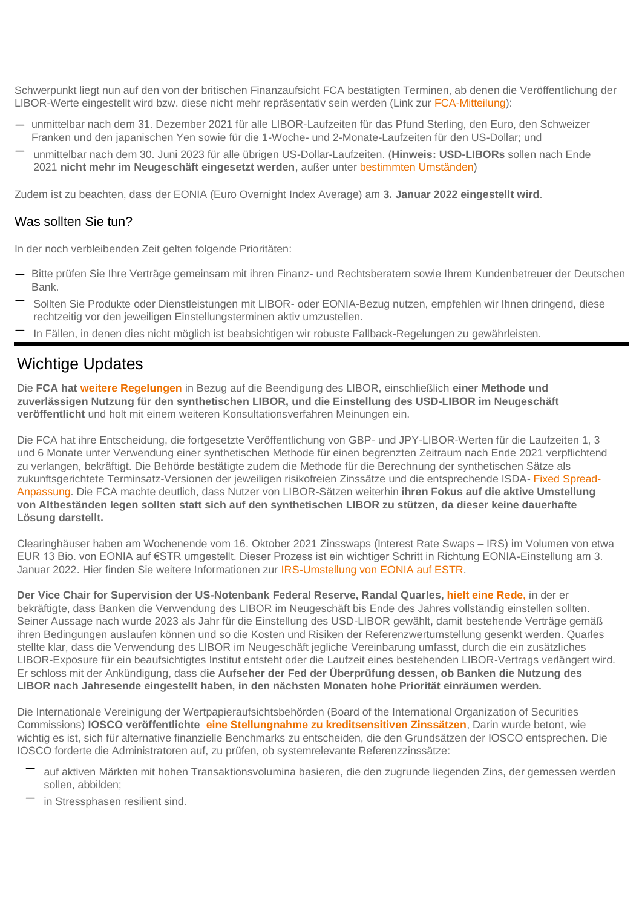Schwerpunkt liegt nun auf den von der britischen Finanzaufsicht FCA bestätigten Terminen, ab denen die Veröffentlichung der LIBOR-Werte eingestellt wird bzw. diese nicht mehr repräsentativ sein werden (Link zur FCA-Mitteilung):

- unmittelbar nach dem 31. Dezember 2021 für alle LIBOR-Laufzeiten für das Pfund Sterling, den Euro, den Schweizer Franken und den japanischen Yen sowie für die 1-Woche- und 2-Monate-Laufzeiten für den US-Dollar; und
- unmittelbar nach dem 30. Juni 2023 für alle übrigen US-Dollar-Laufzeiten. (**Hinweis: USD-LIBORs** sollen nach Ende 2021 **nicht mehr im Neugeschäft eingesetzt werden**, außer unter bestimmten Umständen)

Zudem ist zu beachten, dass der EONIA (Euro Overnight Index Average) am **3. Januar 2022 eingestellt wird**.

## Was sollten Sie tun?

In der noch verbleibenden Zeit gelten folgende Prioritäten:

- Bitte prüfen Sie Ihre Verträge gemeinsam mit ihren Finanz- und Rechtsberatern sowie Ihrem Kundenbetreuer der Deutschen Bank.
- Sollten Sie Produkte oder Dienstleistungen mit LIBOR- oder EONIA-Bezug nutzen, empfehlen wir Ihnen dringend, diese rechtzeitig vor den jeweiligen Einstellungsterminen aktiv umzustellen.
- In Fällen, in denen dies nicht möglich ist beabsichtigen wir robuste Fallback-Regelungen zu gewährleisten.

# Wichtige Updates

Die **FCA hat weitere Regelungen** in Bezug auf die Beendigung des LIBOR, einschließlich **einer Methode und zuverlässigen Nutzung für den synthetischen LIBOR, und die Einstellung des USD-LIBOR im Neugeschäft veröffentlicht** und holt mit einem weiteren Konsultationsverfahren Meinungen ein.

Die FCA hat ihre Entscheidung, die fortgesetzte Veröffentlichung von GBP- und JPY-LIBOR-Werten für die Laufzeiten 1, 3 und 6 Monate unter Verwendung einer synthetischen Methode für einen begrenzten Zeitraum nach Ende 2021 verpflichtend zu verlangen, bekräftigt. Die Behörde bestätigte zudem die Methode für die Berechnung der synthetischen Sätze als zukunftsgerichtete Terminsatz-Versionen der jeweiligen risikofreien Zinssätze und die entsprechende ISDA- Fixed Spread-Anpassung. Die FCA machte deutlich, dass Nutzer von LIBOR-Sätzen weiterhin **ihren Fokus auf die aktive Umstellung von Altbeständen legen sollten statt sich auf den synthetischen LIBOR zu stützen, da dieser keine dauerhafte Lösung darstellt.**

Clearinghäuser haben am Wochenende vom 16. Oktober 2021 Zinsswaps (Interest Rate Swaps – IRS) im Volumen von etwa EUR 13 Bio. von EONIA auf €STR umgestellt. Dieser Prozess ist ein wichtiger Schritt in Richtung EONIA-Einstellung am 3. Januar 2022. Hier finden Sie weitere Informationen zur IRS-Umstellung von EONIA auf ESTR.

**Der Vice Chair for Supervision der US-Notenbank Federal Reserve, Randal Quarles, hielt eine Rede,** in der er bekräftigte, dass Banken die Verwendung des LIBOR im Neugeschäft bis Ende des Jahres vollständig einstellen sollten. Seiner Aussage nach wurde 2023 als Jahr für die Einstellung des USD-LIBOR gewählt, damit bestehende Verträge gemäß ihren Bedingungen auslaufen können und so die Kosten und Risiken der Referenzwertumstellung gesenkt werden. Quarles stellte klar, dass die Verwendung des LIBOR im Neugeschäft jegliche Vereinbarung umfasst, durch die ein zusätzliches LIBOR-Exposure für ein beaufsichtigtes Institut entsteht oder die Laufzeit eines bestehenden LIBOR-Vertrags verlängert wird. Er schloss mit der Ankündigung, dass d**ie Aufseher der Fed der Überprüfung dessen, ob Banken die Nutzung des LIBOR nach Jahresende eingestellt haben, in den nächsten Monaten hohe Priorität einräumen werden.**

Die Internationale Vereinigung der Wertpapieraufsichtsbehörden (Board of the International Organization of Securities Commissions) **IOSCO veröffentlichte eine Stellungnahme zu kreditsensitiven Zinssätzen**, Darin wurde betont, wie wichtig es ist, sich für alternative finanzielle Benchmarks zu entscheiden, die den Grundsätzen der IOSCO entsprechen. Die IOSCO forderte die Administratoren auf, zu prüfen, ob systemrelevante Referenzzinssätze:

- auf aktiven Märkten mit hohen Transaktionsvolumina basieren, die den zugrunde liegenden Zins, der gemessen werden sollen, abbilden;
- in Stressphasen resilient sind.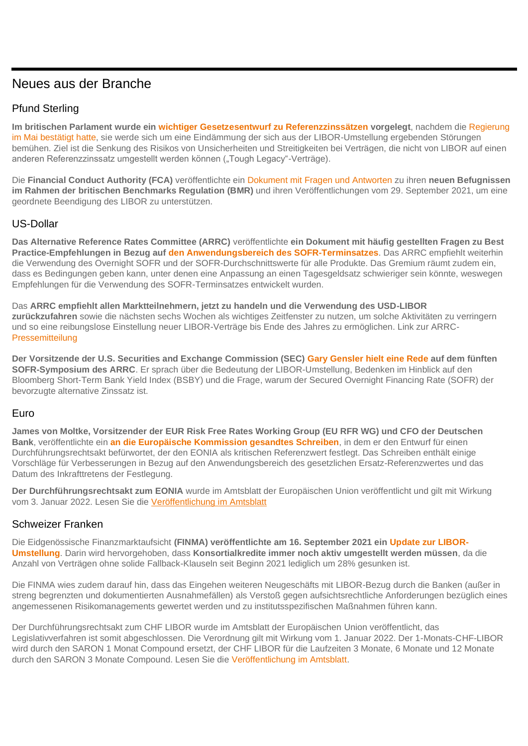# Neues aus der Branche

## Pfund Sterling

**Im britischen Parlament wurde ein wichtiger Gesetzesentwurf zu Referenzzinssätzen vorgelegt**, nachdem die Regierung im Mai bestätigt hatte, sie werde sich um eine Eindämmung der sich aus der LIBOR-Umstellung ergebenden Störungen bemühen. Ziel ist die Senkung des Risikos von Unsicherheiten und Streitigkeiten bei Verträgen, die nicht von LIBOR auf einen anderen Referenzzinssatz umgestellt werden können („Tough Legacy"-Verträge).

Die **Financial Conduct Authority (FCA)** veröffentlichte ein Dokument mit Fragen und Antworten zu ihren **neuen Befugnissen im Rahmen der britischen Benchmarks Regulation (BMR)** und ihren Veröffentlichungen vom 29. September 2021, um eine geordnete Beendigung des LIBOR zu unterstützen.

## US-Dollar

**Das Alternative Reference Rates Committee (ARRC)** veröffentlichte **ein Dokument mit häufig gestellten Fragen zu Best Practice-Empfehlungen in Bezug auf den Anwendungsbereich des SOFR-Terminsatzes**. Das ARRC empfiehlt weiterhin die Verwendung des Overnight SOFR und der SOFR-Durchschnittswerte für alle Produkte. Das Gremium räumt zudem ein, dass es Bedingungen geben kann, unter denen eine Anpassung an einen Tagesgeldsatz schwieriger sein könnte, weswegen Empfehlungen für die Verwendung des SOFR-Terminsatzes entwickelt wurden.

Das **ARRC empfiehlt allen Marktteilnehmern, jetzt zu handeln und die Verwendung des USD-LIBOR zurückzufahren** sowie die nächsten sechs Wochen als wichtiges Zeitfenster zu nutzen, um solche Aktivitäten zu verringern und so eine reibungslose Einstellung neuer LIBOR-Verträge bis Ende des Jahres zu ermöglichen. Link zur ARRC-Pressemitteilung

**Der Vorsitzende der U.S. Securities and Exchange Commission (SEC) Gary Gensler hielt eine Rede auf dem fünften SOFR-Symposium des ARRC**. Er sprach über die Bedeutung der LIBOR-Umstellung, Bedenken im Hinblick auf den Bloomberg Short-Term Bank Yield Index (BSBY) und die Frage, warum der Secured Overnight Financing Rate (SOFR) der bevorzugte alternative Zinssatz ist.

## Euro

**James von Moltke, Vorsitzender der EUR Risk Free Rates Working Group (EU RFR WG) und CFO der Deutschen Bank**, veröffentlichte ein **an die Europäische Kommission gesandtes Schreiben**, in dem er den Entwurf für einen Durchführungsrechtsakt befürwortet, der den EONIA als kritischen Referenzwert festlegt. Das Schreiben enthält einige Vorschläge für Verbesserungen in Bezug auf den Anwendungsbereich des gesetzlichen Ersatz-Referenzwertes und das Datum des Inkrafttretens der Festlegung.

**Der Durchführungsrechtsakt zum EONIA** wurde im Amtsblatt der Europäischen Union veröffentlicht und gilt mit Wirkung vom 3. Januar 2022. Lesen Sie die Veröffentlichung im Amtsblatt

## Schweizer Franken

Die Eidgenössische Finanzmarktaufsicht **(FINMA) veröffentlichte am 16. September 2021 ein Update zur LIBOR-Umstellung**. Darin wird hervorgehoben, dass **Konsortialkredite immer noch aktiv umgestellt werden müssen**, da die Anzahl von Verträgen ohne solide Fallback-Klauseln seit Beginn 2021 lediglich um 28% gesunken ist.

Die FINMA wies zudem darauf hin, dass das Eingehen weiteren Neugeschäfts mit LIBOR-Bezug durch die Banken (außer in streng begrenzten und dokumentierten Ausnahmefällen) als Verstoß gegen aufsichtsrechtliche Anforderungen bezüglich eines angemessenen Risikomanagements gewertet werden und zu institutsspezifischen Maßnahmen führen kann.

Der Durchführungsrechtsakt zum CHF LIBOR wurde im Amtsblatt der Europäischen Union veröffentlicht, das Legislativverfahren ist somit abgeschlossen. Die Verordnung gilt mit Wirkung vom 1. Januar 2022. Der 1-Monats-CHF-LIBOR wird durch den SARON 1 Monat Compound ersetzt, der CHF LIBOR für die Laufzeiten 3 Monate, 6 Monate und 12 Monate durch den SARON 3 Monate Compound. Lesen Sie die Veröffentlichung im Amtsblatt.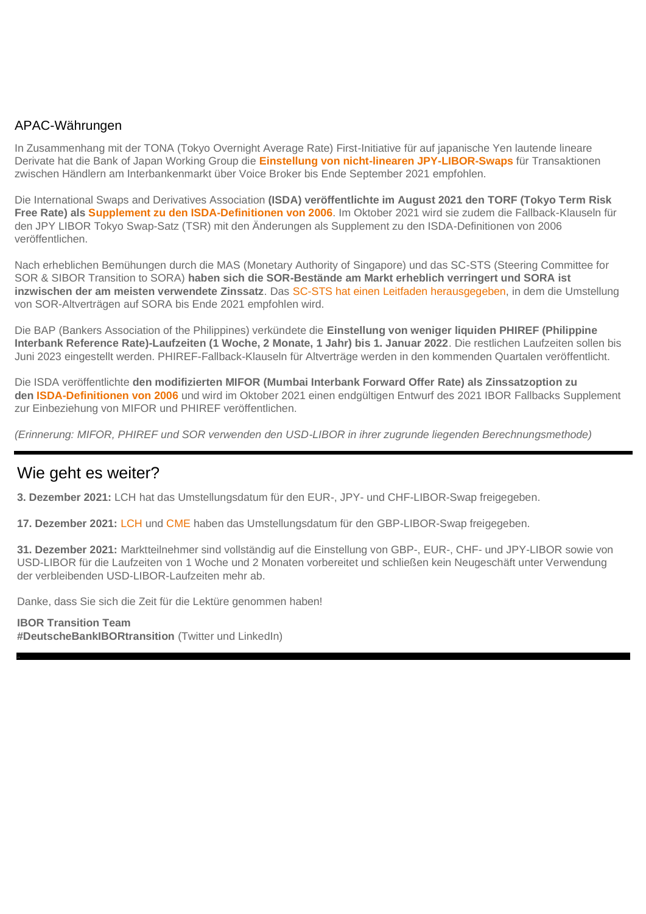## APAC-Währungen

In Zusammenhang mit der TONA (Tokyo Overnight Average Rate) First-Initiative für auf japanische Yen lautende lineare Derivate hat die Bank of Japan Working Group die **Einstellung von nicht-linearen JPY-LIBOR-Swaps** für Transaktionen zwischen Händlern am Interbankenmarkt über Voice Broker bis Ende September 2021 empfohlen.

Die International Swaps and Derivatives Association **(ISDA) veröffentlichte im August 2021 den TORF (Tokyo Term Risk Free Rate) als Supplement zu den ISDA-Definitionen von 2006**. Im Oktober 2021 wird sie zudem die Fallback-Klauseln für den JPY LIBOR Tokyo Swap-Satz (TSR) mit den Änderungen als Supplement zu den ISDA-Definitionen von 2006 veröffentlichen.

Nach erheblichen Bemühungen durch die MAS (Monetary Authority of Singapore) und das SC-STS (Steering Committee for SOR & SIBOR Transition to SORA) **haben sich die SOR-Bestände am Markt erheblich verringert und SORA ist inzwischen der am meisten verwendete Zinssatz**. Das SC-STS hat einen Leitfaden herausgegeben, in dem die Umstellung von SOR-Altverträgen auf SORA bis Ende 2021 empfohlen wird.

Die BAP (Bankers Association of the Philippines) verkündete die **Einstellung von weniger liquiden PHIREF (Philippine Interbank Reference Rate)-Laufzeiten (1 Woche, 2 Monate, 1 Jahr) bis 1. Januar 2022**. Die restlichen Laufzeiten sollen bis Juni 2023 eingestellt werden. PHIREF-Fallback-Klauseln für Altverträge werden in den kommenden Quartalen veröffentlicht.

Die ISDA veröffentlichte **den modifizierten MIFOR (Mumbai Interbank Forward Offer Rate) als Zinssatzoption zu den ISDA-Definitionen von 2006** und wird im Oktober 2021 einen endgültigen Entwurf des 2021 IBOR Fallbacks Supplement zur Einbeziehung von MIFOR und PHIREF veröffentlichen.

*(Erinnerung: MIFOR, PHIREF und SOR verwenden den USD-LIBOR in ihrer zugrunde liegenden Berechnungsmethode)*

## Wie geht es weiter?

**3. Dezember 2021:** LCH hat das Umstellungsdatum für den EUR-, JPY- und CHF-LIBOR-Swap freigegeben.

**17. Dezember 2021:** LCH und CME haben das Umstellungsdatum für den GBP-LIBOR-Swap freigegeben.

**31. Dezember 2021:** Marktteilnehmer sind vollständig auf die Einstellung von GBP-, EUR-, CHF- und JPY-LIBOR sowie von USD-LIBOR für die Laufzeiten von 1 Woche und 2 Monaten vorbereitet und schließen kein Neugeschäft unter Verwendung der verbleibenden USD-LIBOR-Laufzeiten mehr ab.

Danke, dass Sie sich die Zeit für die Lektüre genommen haben!

**IBOR Transition Team**
**#DeutscheBankIBORtransition** (Twitter und LinkedIn)